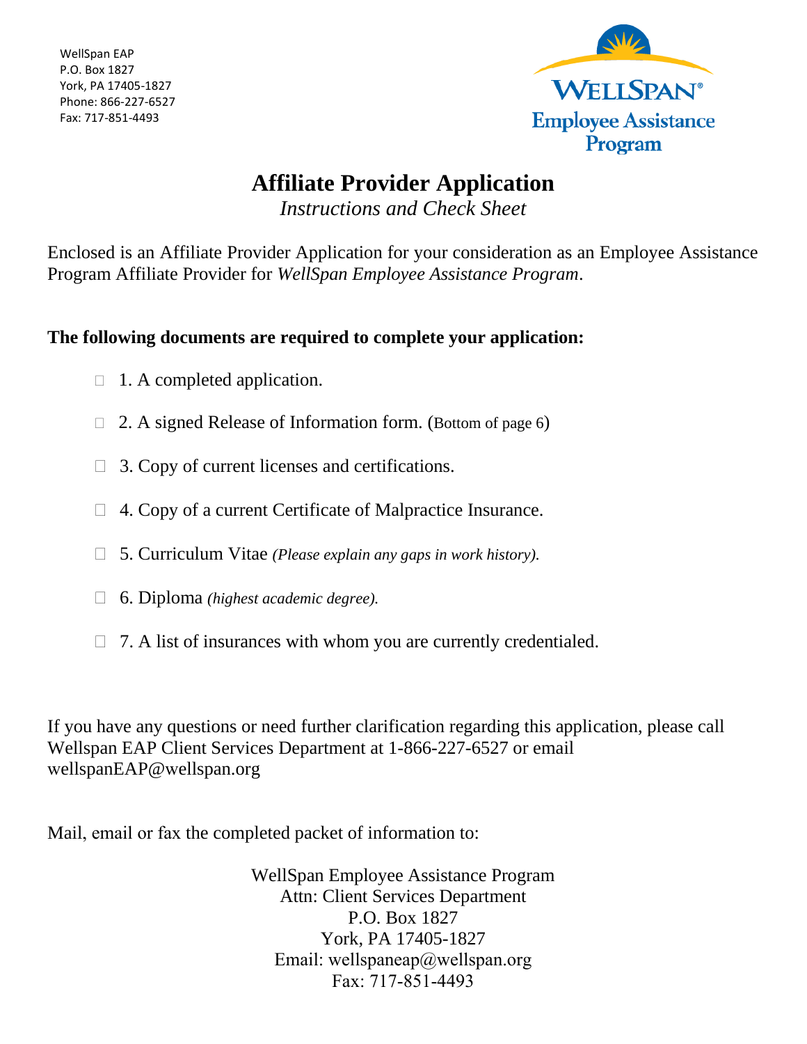WellSpan EAP
P.O. Box 1827
York, PA 17405-1827
Phone: 866-227-6527
Fax: 717-851-4493

WELLSPAN® Employee Assistance Program

# Affiliate Provider Application

*Instructions and Check Sheet*

Enclosed is an Affiliate Provider Application for your consideration as an Employee Assistance Program Affiliate Provider for *WellSpan Employee Assistance Program*.

**The following documents are required to complete your application:**

- ☐ 1. A completed application.
- ☐ 2. A signed Release of Information form. (Bottom of page 6)
- ☐ 3. Copy of current licenses and certifications.
- ☐ 4. Copy of a current Certificate of Malpractice Insurance.
- ☐ 5. Curriculum Vitae *(Please explain any gaps in work history).*
- ☐ 6. Diploma *(highest academic degree).*
- ☐ 7. A list of insurances with whom you are currently credentialed.

If you have any questions or need further clarification regarding this application, please call Wellspan EAP Client Services Department at 1-866-227-6527 or email wellspanEAP@wellspan.org

Mail, email or fax the completed packet of information to:

WellSpan Employee Assistance Program
Attn: Client Services Department
P.O. Box 1827
York, PA 17405-1827
Email: wellspaneap@wellspan.org
Fax: 717-851-4493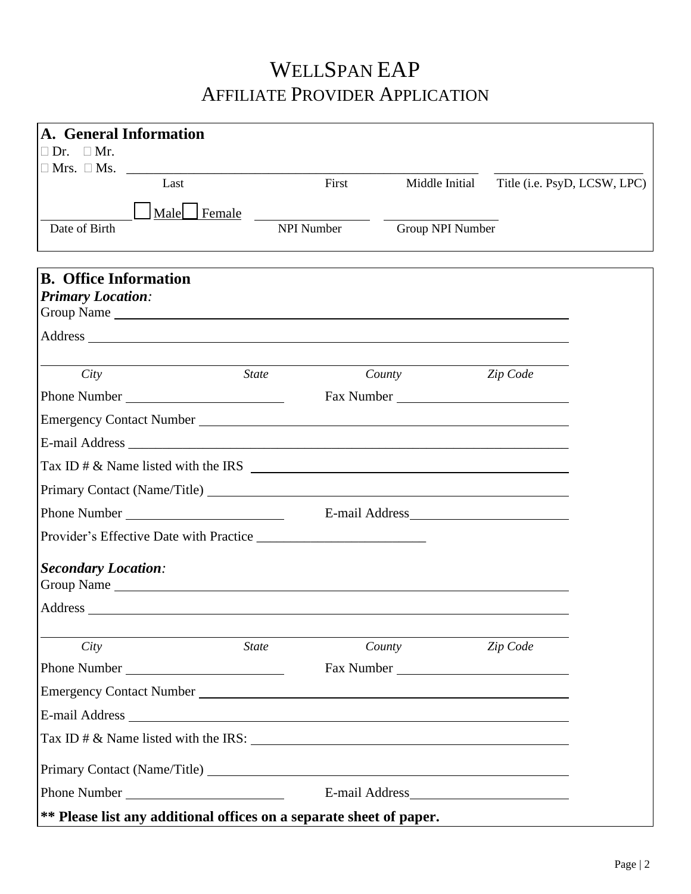# WELLSPAN EAP
## AFFILIATE PROVIDER APPLICATION

### A. General Information

☐ Dr. ☐ Mr.
☐ Mrs. ☐ Ms. \_\_\_\_\_\_\_\_\_\_\_\_\_\_\_\_\_\_\_\_\_\_\_\_\_\_\_\_\_\_\_\_\_\_\_\_\_\_\_\_ \_\_\_\_\_\_\_\_\_\_\_\_\_\_\_\_\_\_\_\_

Last First Middle Initial Title (i.e. PsyD, LCSW, LPC)

\_\_\_\_\_\_\_\_\_\_ ☐ Male ☐ Female \_\_\_\_\_\_\_\_\_\_\_\_ \_\_\_\_\_\_\_\_\_\_\_\_\_\_

Date of Birth NPI Number Group NPI Number

### B. Office Information

***Primary Location:***

Group Name \_\_\_\_\_\_\_\_\_\_\_\_\_\_\_\_\_\_\_\_\_\_\_\_\_\_\_\_\_\_\_\_\_\_\_\_\_\_\_\_\_\_\_\_\_\_\_\_\_\_\_\_

Address \_\_\_\_\_\_\_\_\_\_\_\_\_\_\_\_\_\_\_\_\_\_\_\_\_\_\_\_\_\_\_\_\_\_\_\_\_\_\_\_\_\_\_\_\_\_\_\_\_\_\_\_\_\_\_

\_\_\_\_\_\_\_\_\_\_\_\_\_\_\_\_\_\_\_\_\_\_\_\_\_\_\_\_\_\_\_\_\_\_\_\_\_\_\_\_\_\_\_\_\_\_\_\_\_\_\_\_\_\_\_\_\_\_\_\_\_\_\_\_

*City* *State* *County* *Zip Code*

Phone Number \_\_\_\_\_\_\_\_\_\_\_\_\_\_\_\_\_\_ Fax Number \_\_\_\_\_\_\_\_\_\_\_\_\_\_\_\_\_\_\_\_

Emergency Contact Number \_\_\_\_\_\_\_\_\_\_\_\_\_\_\_\_\_\_\_\_\_\_\_\_\_\_\_\_\_\_\_\_\_\_\_\_\_\_\_\_\_\_\_\_

E-mail Address \_\_\_\_\_\_\_\_\_\_\_\_\_\_\_\_\_\_\_\_\_\_\_\_\_\_\_\_\_\_\_\_\_\_\_\_\_\_\_\_\_\_\_\_\_\_\_\_\_\_\_\_

Tax ID # & Name listed with the IRS \_\_\_\_\_\_\_\_\_\_\_\_\_\_\_\_\_\_\_\_\_\_\_\_\_\_\_\_\_\_\_\_\_\_\_\_\_\_

Primary Contact (Name/Title) \_\_\_\_\_\_\_\_\_\_\_\_\_\_\_\_\_\_\_\_\_\_\_\_\_\_\_\_\_\_\_\_\_\_\_\_\_\_\_\_\_\_

Phone Number \_\_\_\_\_\_\_\_\_\_\_\_\_\_\_\_\_\_ E-mail Address\_\_\_\_\_\_\_\_\_\_\_\_\_\_\_\_\_\_\_\_

Provider's Effective Date with Practice \_\_\_\_\_\_\_\_\_\_\_\_\_\_\_\_\_\_\_\_\_\_\_\_

***Secondary Location:***

Group Name \_\_\_\_\_\_\_\_\_\_\_\_\_\_\_\_\_\_\_\_\_\_\_\_\_\_\_\_\_\_\_\_\_\_\_\_\_\_\_\_\_\_\_\_\_\_\_\_\_\_\_\_

Address \_\_\_\_\_\_\_\_\_\_\_\_\_\_\_\_\_\_\_\_\_\_\_\_\_\_\_\_\_\_\_\_\_\_\_\_\_\_\_\_\_\_\_\_\_\_\_\_\_\_\_\_\_\_\_

\_\_\_\_\_\_\_\_\_\_\_\_\_\_\_\_\_\_\_\_\_\_\_\_\_\_\_\_\_\_\_\_\_\_\_\_\_\_\_\_\_\_\_\_\_\_\_\_\_\_\_\_\_\_\_\_\_\_\_\_\_\_\_\_

*City* *State* *County* *Zip Code*

Phone Number \_\_\_\_\_\_\_\_\_\_\_\_\_\_\_\_\_\_ Fax Number \_\_\_\_\_\_\_\_\_\_\_\_\_\_\_\_\_\_\_\_

Emergency Contact Number \_\_\_\_\_\_\_\_\_\_\_\_\_\_\_\_\_\_\_\_\_\_\_\_\_\_\_\_\_\_\_\_\_\_\_\_\_\_\_\_\_\_\_\_

E-mail Address \_\_\_\_\_\_\_\_\_\_\_\_\_\_\_\_\_\_\_\_\_\_\_\_\_\_\_\_\_\_\_\_\_\_\_\_\_\_\_\_\_\_\_\_\_\_\_\_\_\_\_\_

Tax ID # & Name listed with the IRS: \_\_\_\_\_\_\_\_\_\_\_\_\_\_\_\_\_\_\_\_\_\_\_\_\_\_\_\_\_\_\_\_\_\_\_\_\_\_

Primary Contact (Name/Title) \_\_\_\_\_\_\_\_\_\_\_\_\_\_\_\_\_\_\_\_\_\_\_\_\_\_\_\_\_\_\_\_\_\_\_\_\_\_\_\_\_\_

Phone Number \_\_\_\_\_\_\_\_\_\_\_\_\_\_\_\_\_\_ E-mail Address\_\_\_\_\_\_\_\_\_\_\_\_\_\_\_\_\_\_\_\_

**\*\* Please list any additional offices on a separate sheet of paper.**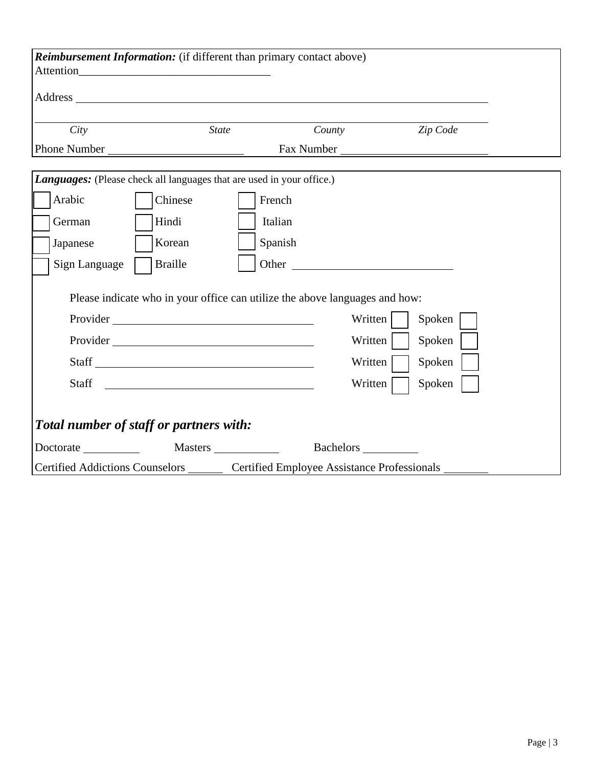***Reimbursement Information:*** (if different than primary contact above)

Attention________________________________

Address ____________________________________________________________________

____________________________________________________________________

*City* *State* *County* *Zip Code*

Phone Number ______________________ Fax Number ________________________

***Languages:*** (Please check all languages that are used in your office.)

| | | |
|---|---|---|
| ☐ Arabic | ☐ Chinese | ☐ French |
| ☐ German | ☐ Hindi | ☐ Italian |
| ☐ Japanese | ☐ Korean | ☐ Spanish |
| ☐ Sign Language | ☐ Braille | ☐ Other ________________________ |

Please indicate who in your office can utilize the above languages and how:

| | | |
|---|---|---|
| Provider ________________________________ | Written ☐ | Spoken ☐ |
| Provider ________________________________ | Written ☐ | Spoken ☐ |
| Staff ________________________________ | Written ☐ | Spoken ☐ |
| Staff ________________________________ | Written ☐ | Spoken ☐ |

***Total number of staff or partners with:***

Doctorate _________ Masters __________ Bachelors _________

Certified Addictions Counselors ______ Certified Employee Assistance Professionals ________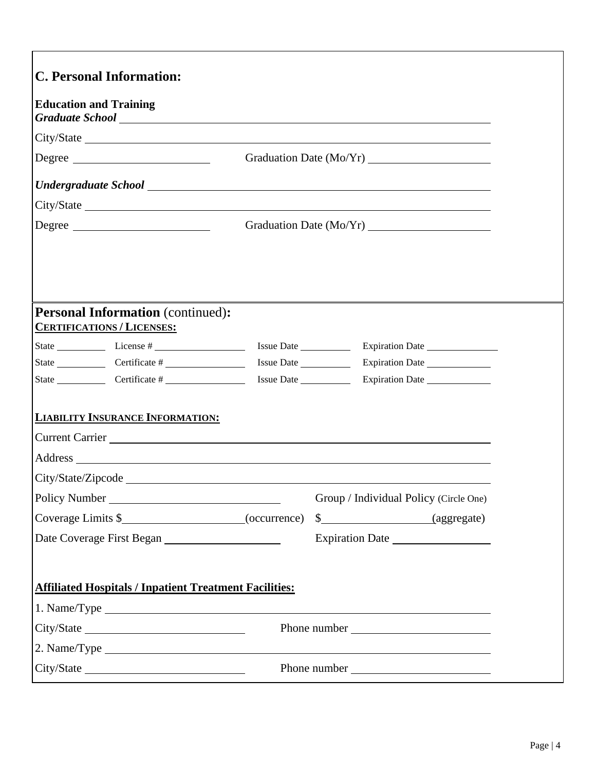## C. Personal Information:

**Education and Training**

***Graduate School*** ______________________________________________

City/State ______________________________________________

Degree ____________________ Graduation Date (Mo/Yr) ____________________

***Undergraduate School*** ______________________________________________

City/State ______________________________________________

Degree ____________________ Graduation Date (Mo/Yr) ____________________

## Personal Information (continued):

**<u>CERTIFICATIONS / LICENSES:</u>**

State __________ License # ________________ Issue Date __________ Expiration Date ______________

State __________ Certificate # ______________ Issue Date __________ Expiration Date ______________

State __________ Certificate # ______________ Issue Date __________ Expiration Date ______________

**<u>LIABILITY INSURANCE INFORMATION:</u>**

Current Carrier ______________________________________________

Address ______________________________________________

City/State/Zipcode ______________________________________________

Policy Number ____________________________ Group / Individual Policy (Circle One)

Coverage Limits $____________________(occurrence) $____________________(aggregate)

Date Coverage First Began ____________________ Expiration Date ________________

**<u>Affiliated Hospitals / Inpatient Treatment Facilities:</u>**

1. Name/Type ______________________________________________

City/State ________________________ Phone number ______________________

2. Name/Type ______________________________________________

City/State ________________________ Phone number ______________________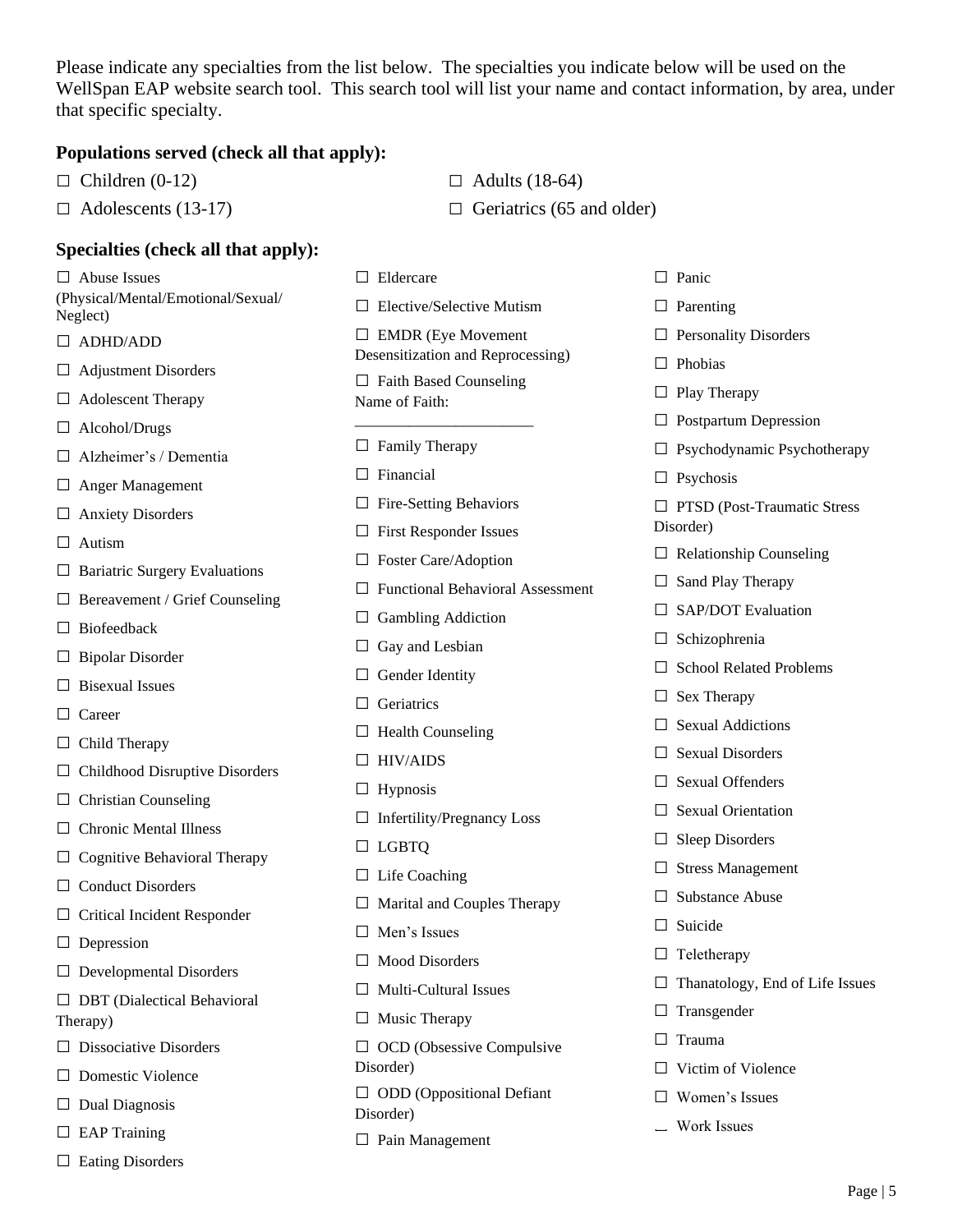Please indicate any specialties from the list below. The specialties you indicate below will be used on the WellSpan EAP website search tool. This search tool will list your name and contact information, by area, under that specific specialty.

**Populations served (check all that apply):**

- ☐ Children (0-12)
- ☐ Adolescents (13-17)
- ☐ Adults (18-64)
- ☐ Geriatrics (65 and older)

**Specialties (check all that apply):**

- ☐ Abuse Issues (Physical/Mental/Emotional/Sexual/ Neglect)
- ☐ ADHD/ADD
- ☐ Adjustment Disorders
- ☐ Adolescent Therapy
- ☐ Alcohol/Drugs
- ☐ Alzheimer's / Dementia
- ☐ Anger Management
- ☐ Anxiety Disorders
- ☐ Autism
- ☐ Bariatric Surgery Evaluations
- ☐ Bereavement / Grief Counseling
- ☐ Biofeedback
- ☐ Bipolar Disorder
- ☐ Bisexual Issues
- ☐ Career
- ☐ Child Therapy
- ☐ Childhood Disruptive Disorders
- ☐ Christian Counseling
- ☐ Chronic Mental Illness
- ☐ Cognitive Behavioral Therapy
- ☐ Conduct Disorders
- ☐ Critical Incident Responder
- ☐ Depression
- ☐ Developmental Disorders
- ☐ DBT (Dialectical Behavioral Therapy)
- ☐ Dissociative Disorders
- ☐ Domestic Violence
- ☐ Dual Diagnosis
- ☐ EAP Training
- ☐ Eating Disorders
- ☐ Eldercare
- ☐ Elective/Selective Mutism
- ☐ EMDR (Eye Movement Desensitization and Reprocessing)
- ☐ Faith Based Counseling Name of Faith: ______________________
- ☐ Family Therapy
- ☐ Financial
- ☐ Fire-Setting Behaviors
- ☐ First Responder Issues
- ☐ Foster Care/Adoption
- ☐ Functional Behavioral Assessment
- ☐ Gambling Addiction
- ☐ Gay and Lesbian
- ☐ Gender Identity
- ☐ Geriatrics
- ☐ Health Counseling
- ☐ HIV/AIDS
- ☐ Hypnosis
- ☐ Infertility/Pregnancy Loss
- ☐ LGBTQ
- ☐ Life Coaching
- ☐ Marital and Couples Therapy
- ☐ Men's Issues
- ☐ Mood Disorders
- ☐ Multi-Cultural Issues
- ☐ Music Therapy
- ☐ OCD (Obsessive Compulsive Disorder)
- ☐ ODD (Oppositional Defiant Disorder)
- ☐ Pain Management
- ☐ Panic
- ☐ Parenting
- ☐ Personality Disorders
- ☐ Phobias
- ☐ Play Therapy
- ☐ Postpartum Depression
- ☐ Psychodynamic Psychotherapy
- ☐ Psychosis
- ☐ PTSD (Post-Traumatic Stress Disorder)
- ☐ Relationship Counseling
- ☐ Sand Play Therapy
- ☐ SAP/DOT Evaluation
- ☐ Schizophrenia
- ☐ School Related Problems
- ☐ Sex Therapy
- ☐ Sexual Addictions
- ☐ Sexual Disorders
- ☐ Sexual Offenders
- ☐ Sexual Orientation
- ☐ Sleep Disorders
- ☐ Stress Management
- ☐ Substance Abuse
- ☐ Suicide
- ☐ Teletherapy
- ☐ Thanatology, End of Life Issues
- ☐ Transgender
- ☐ Trauma
- ☐ Victim of Violence
- ☐ Women's Issues
- ☐ Work Issues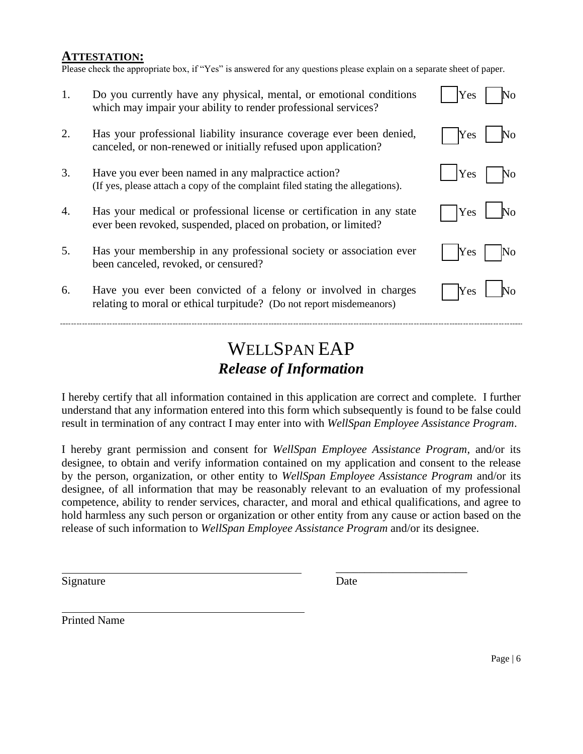## ATTESTATION:

Please check the appropriate box, if "Yes" is answered for any questions please explain on a separate sheet of paper.

1. Do you currently have any physical, mental, or emotional conditions which may impair your ability to render professional services? ☐ Yes ☐ No

2. Has your professional liability insurance coverage ever been denied, canceled, or non-renewed or initially refused upon application? ☐ Yes ☐ No

3. Have you ever been named in any malpractice action? (If yes, please attach a copy of the complaint filed stating the allegations). ☐ Yes ☐ No

4. Has your medical or professional license or certification in any state ever been revoked, suspended, placed on probation, or limited? ☐ Yes ☐ No

5. Has your membership in any professional society or association ever been canceled, revoked, or censured? ☐ Yes ☐ No

6. Have you ever been convicted of a felony or involved in charges relating to moral or ethical turpitude? (Do not report misdemeanors) ☐ Yes ☐ No

---

# WELLSPAN EAP

## *Release of Information*

I hereby certify that all information contained in this application are correct and complete. I further understand that any information entered into this form which subsequently is found to be false could result in termination of any contract I may enter into with *WellSpan Employee Assistance Program*.

I hereby grant permission and consent for *WellSpan Employee Assistance Program*, and/or its designee, to obtain and verify information contained on my application and consent to the release by the person, organization, or other entity to *WellSpan Employee Assistance Program* and/or its designee, of all information that may be reasonably relevant to an evaluation of my professional competence, ability to render services, character, and moral and ethical qualifications, and agree to hold harmless any such person or organization or other entity from any cause or action based on the release of such information to *WellSpan Employee Assistance Program* and/or its designee.

\_\_\_\_\_\_\_\_\_\_\_\_\_\_\_\_\_\_\_\_\_\_\_\_\_\_\_\_\_\_\_\_\_\_\_\_\_\_\_\_ \_\_\_\_\_\_\_\_\_\_\_\_\_\_\_\_\_\_\_\_\_\_\_\_
Signature Date

\_\_\_\_\_\_\_\_\_\_\_\_\_\_\_\_\_\_\_\_\_\_\_\_\_\_\_\_\_\_\_\_\_\_\_\_\_\_\_\_
Printed Name